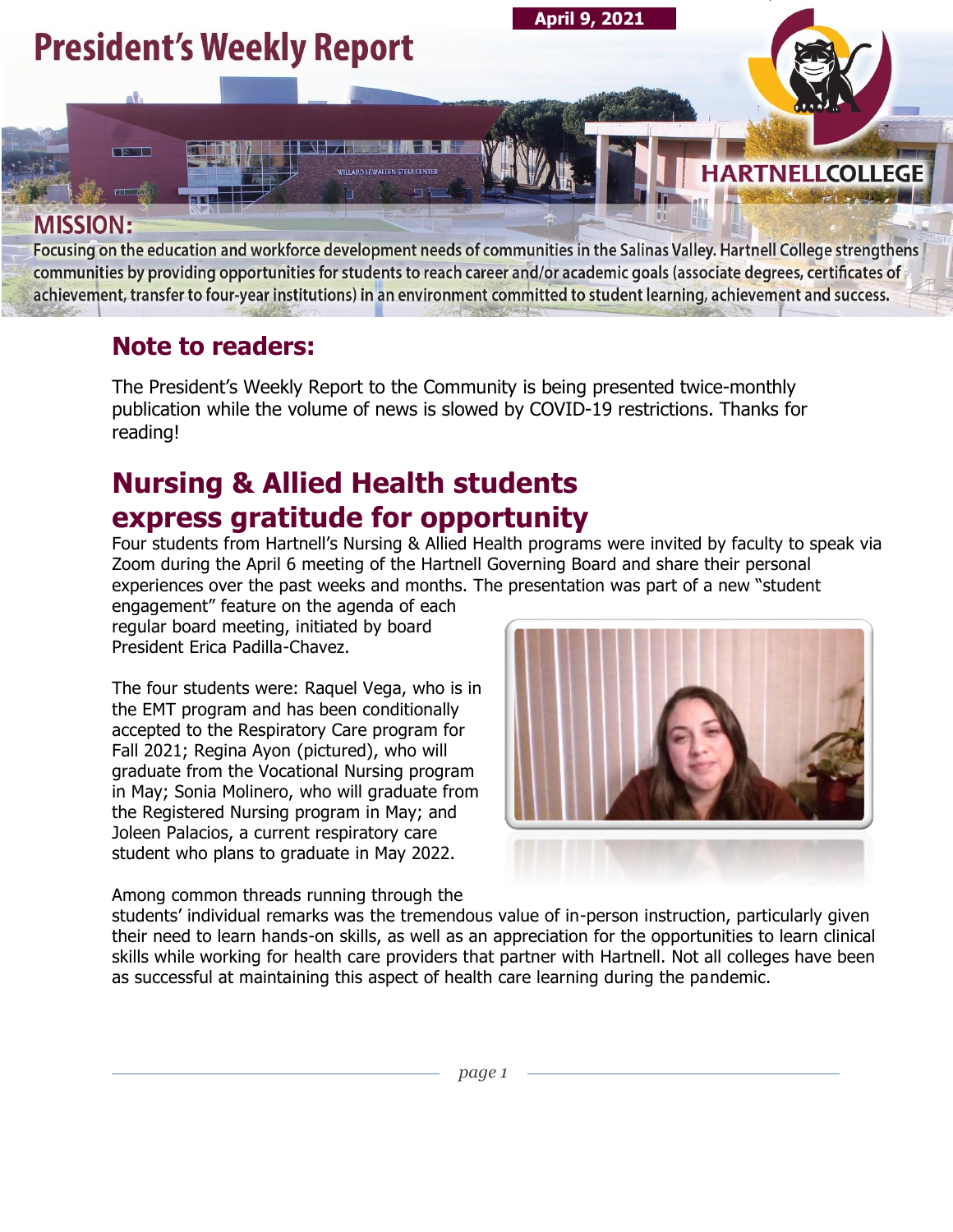April 9, 2021

# President's Weekly Report

HARTNELLCOLLEGE

**MISSION:**

Focusing on the education and workforce development needs of communities in the Salinas Valley. Hartnell College strengthens communities by providing opportunities for students to reach career and/or academic goals (associate degrees, certificates of achievement, transfer to four-year institutions) in an environment committed to student learning, achievement and success.

## Note to readers:

The President's Weekly Report to the Community is being presented twice-monthly publication while the volume of news is slowed by COVID-19 restrictions. Thanks for reading!

## Nursing & Allied Health students express gratitude for opportunity

Four students from Hartnell's Nursing & Allied Health programs were invited by faculty to speak via Zoom during the April 6 meeting of the Hartnell Governing Board and share their personal experiences over the past weeks and months. The presentation was part of a new "student engagement" feature on the agenda of each regular board meeting, initiated by board President Erica Padilla-Chavez.

The four students were: Raquel Vega, who is in the EMT program and has been conditionally accepted to the Respiratory Care program for Fall 2021; Regina Ayon (pictured), who will graduate from the Vocational Nursing program in May; Sonia Molinero, who will graduate from the Registered Nursing program in May; and Joleen Palacios, a current respiratory care student who plans to graduate in May 2022.

Among common threads running through the students' individual remarks was the tremendous value of in-person instruction, particularly given their need to learn hands-on skills, as well as an appreciation for the opportunities to learn clinical skills while working for health care providers that partner with Hartnell. Not all colleges have been as successful at maintaining this aspect of health care learning during the pandemic.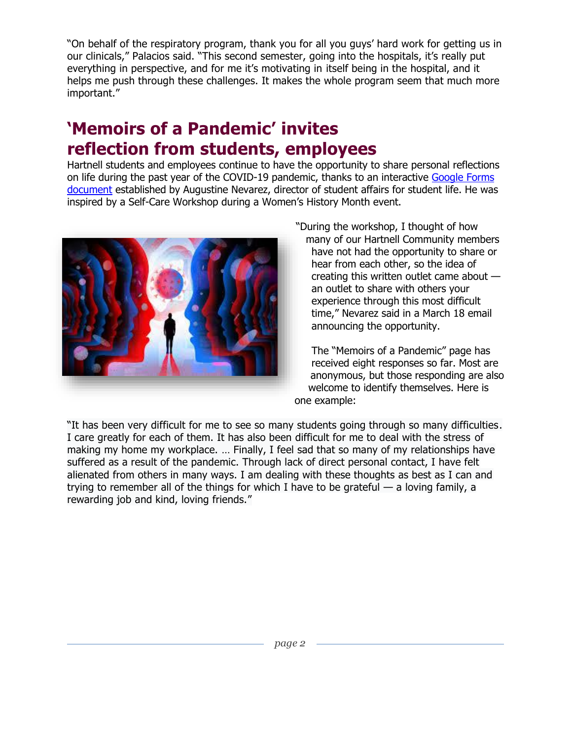"On behalf of the respiratory program, thank you for all you guys' hard work for getting us in our clinicals," Palacios said. "This second semester, going into the hospitals, it's really put everything in perspective, and for me it's motivating in itself being in the hospital, and it helps me push through these challenges. It makes the whole program seem that much more important."

## 'Memoirs of a Pandemic' invites reflection from students, employees

Hartnell students and employees continue to have the opportunity to share personal reflections on life during the past year of the COVID-19 pandemic, thanks to an interactive [Google Forms document] established by Augustine Nevarez, director of student affairs for student life. He was inspired by a Self-Care Workshop during a Women's History Month event.

"During the workshop, I thought of how many of our Hartnell Community members have not had the opportunity to share or hear from each other, so the idea of creating this written outlet came about — an outlet to share with others your experience through this most difficult time," Nevarez said in a March 18 email announcing the opportunity.

The "Memoirs of a Pandemic" page has received eight responses so far. Most are anonymous, but those responding are also welcome to identify themselves. Here is one example:

"It has been very difficult for me to see so many students going through so many difficulties. I care greatly for each of them. It has also been difficult for me to deal with the stress of making my home my workplace. … Finally, I feel sad that so many of my relationships have suffered as a result of the pandemic. Through lack of direct personal contact, I have felt alienated from others in many ways. I am dealing with these thoughts as best as I can and trying to remember all of the things for which I have to be grateful — a loving family, a rewarding job and kind, loving friends."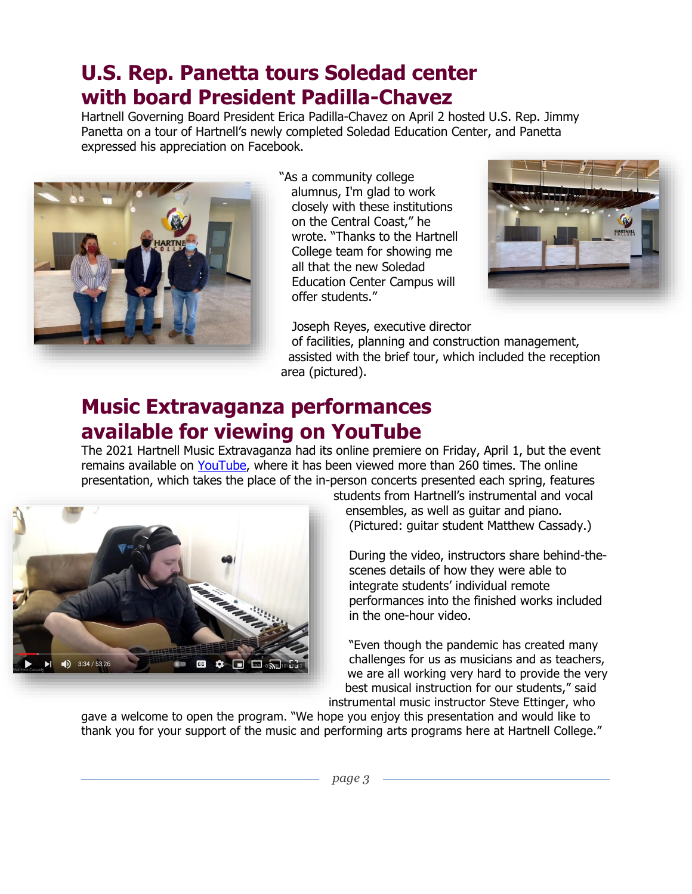## U.S. Rep. Panetta tours Soledad center with board President Padilla-Chavez

Hartnell Governing Board President Erica Padilla-Chavez on April 2 hosted U.S. Rep. Jimmy Panetta on a tour of Hartnell's newly completed Soledad Education Center, and Panetta expressed his appreciation on Facebook.

"As a community college alumnus, I'm glad to work closely with these institutions on the Central Coast," he wrote. "Thanks to the Hartnell College team for showing me all that the new Soledad Education Center Campus will offer students."

Joseph Reyes, executive director of facilities, planning and construction management, assisted with the brief tour, which included the reception area (pictured).

## Music Extravaganza performances available for viewing on YouTube

The 2021 Hartnell Music Extravaganza had its online premiere on Friday, April 1, but the event remains available on YouTube, where it has been viewed more than 260 times. The online presentation, which takes the place of the in-person concerts presented each spring, features students from Hartnell's instrumental and vocal ensembles, as well as guitar and piano. (Pictured: guitar student Matthew Cassady.)

During the video, instructors share behind-the-scenes details of how they were able to integrate students' individual remote performances into the finished works included in the one-hour video.

"Even though the pandemic has created many challenges for us as musicians and as teachers, we are all working very hard to provide the very best musical instruction for our students," said instrumental music instructor Steve Ettinger, who gave a welcome to open the program. "We hope you enjoy this presentation and would like to thank you for your support of the music and performing arts programs here at Hartnell College."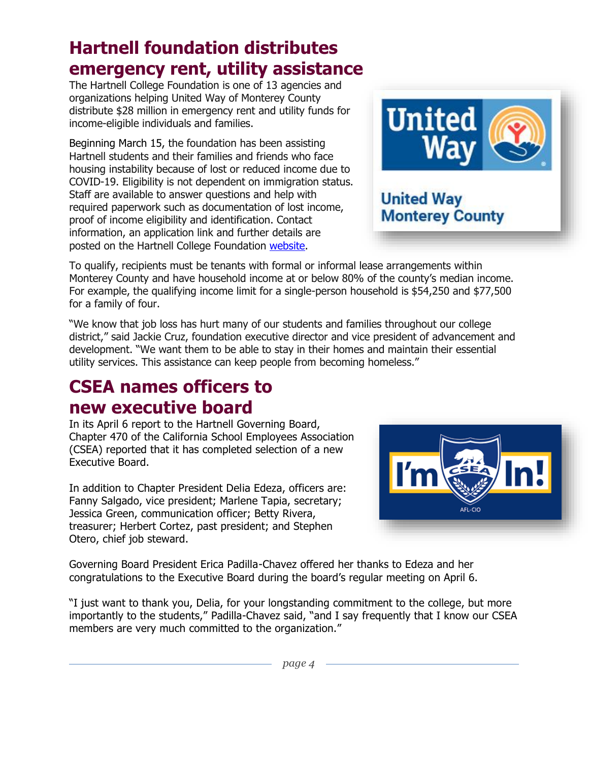## Hartnell foundation distributes emergency rent, utility assistance

The Hartnell College Foundation is one of 13 agencies and organizations helping United Way of Monterey County distribute $28 million in emergency rent and utility funds for income-eligible individuals and families.

Beginning March 15, the foundation has been assisting Hartnell students and their families and friends who face housing instability because of lost or reduced income due to COVID-19. Eligibility is not dependent on immigration status. Staff are available to answer questions and help with required paperwork such as documentation of lost income, proof of income eligibility and identification. Contact information, an application link and further details are posted on the Hartnell College Foundation website.

To qualify, recipients must be tenants with formal or informal lease arrangements within Monterey County and have household income at or below 80% of the county's median income. For example, the qualifying income limit for a single-person household is $54,250 and $77,500 for a family of four.

"We know that job loss has hurt many of our students and families throughout our college district," said Jackie Cruz, foundation executive director and vice president of advancement and development. "We want them to be able to stay in their homes and maintain their essential utility services. This assistance can keep people from becoming homeless."

## CSEA names officers to new executive board

In its April 6 report to the Hartnell Governing Board, Chapter 470 of the California School Employees Association (CSEA) reported that it has completed selection of a new Executive Board.

In addition to Chapter President Delia Edeza, officers are: Fanny Salgado, vice president; Marlene Tapia, secretary; Jessica Green, communication officer; Betty Rivera, treasurer; Herbert Cortez, past president; and Stephen Otero, chief job steward.

Governing Board President Erica Padilla-Chavez offered her thanks to Edeza and her congratulations to the Executive Board during the board's regular meeting on April 6.

"I just want to thank you, Delia, for your longstanding commitment to the college, but more importantly to the students," Padilla-Chavez said, "and I say frequently that I know our CSEA members are very much committed to the organization."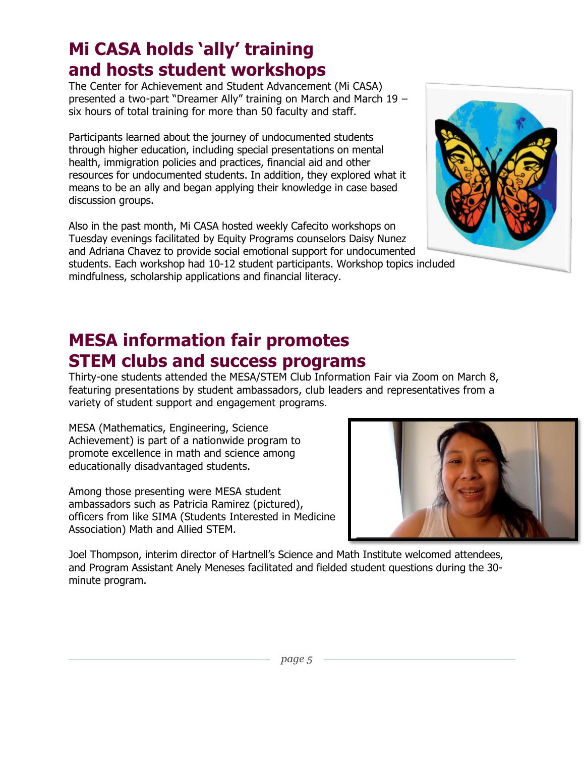## Mi CASA holds 'ally' training and hosts student workshops

The Center for Achievement and Student Advancement (Mi CASA) presented a two-part "Dreamer Ally" training on March and March 19 – six hours of total training for more than 50 faculty and staff.

Participants learned about the journey of undocumented students through higher education, including special presentations on mental health, immigration policies and practices, financial aid and other resources for undocumented students. In addition, they explored what it means to be an ally and began applying their knowledge in case based discussion groups.

Also in the past month, Mi CASA hosted weekly Cafecito workshops on Tuesday evenings facilitated by Equity Programs counselors Daisy Nunez and Adriana Chavez to provide social emotional support for undocumented students. Each workshop had 10-12 student participants. Workshop topics included mindfulness, scholarship applications and financial literacy.

## MESA information fair promotes STEM clubs and success programs

Thirty-one students attended the MESA/STEM Club Information Fair via Zoom on March 8, featuring presentations by student ambassadors, club leaders and representatives from a variety of student support and engagement programs.

MESA (Mathematics, Engineering, Science Achievement) is part of a nationwide program to promote excellence in math and science among educationally disadvantaged students.

Among those presenting were MESA student ambassadors such as Patricia Ramirez (pictured), officers from like SIMA (Students Interested in Medicine Association) Math and Allied STEM.

Joel Thompson, interim director of Hartnell's Science and Math Institute welcomed attendees, and Program Assistant Anely Meneses facilitated and fielded student questions during the 30-minute program.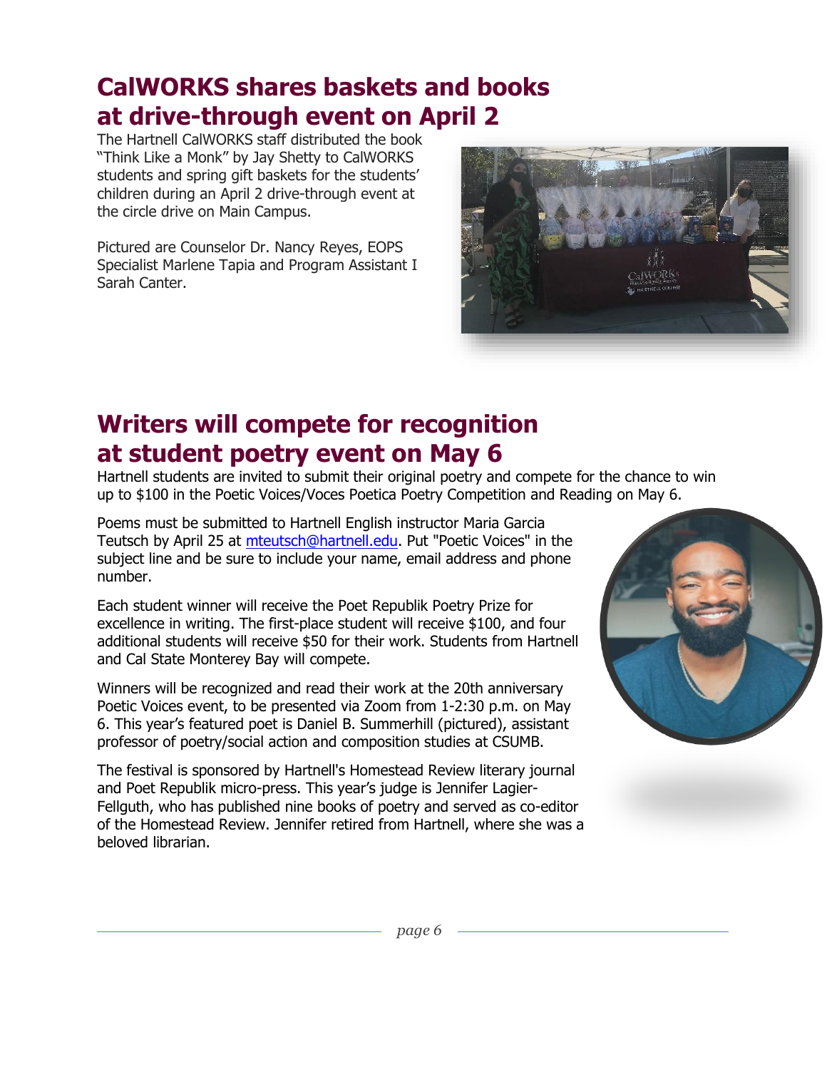## CalWORKS shares baskets and books at drive-through event on April 2

The Hartnell CalWORKS staff distributed the book "Think Like a Monk" by Jay Shetty to CalWORKS students and spring gift baskets for the students' children during an April 2 drive-through event at the circle drive on Main Campus.

Pictured are Counselor Dr. Nancy Reyes, EOPS Specialist Marlene Tapia and Program Assistant I Sarah Canter.

## Writers will compete for recognition at student poetry event on May 6

Hartnell students are invited to submit their original poetry and compete for the chance to win up to $100 in the Poetic Voices/Voces Poetica Poetry Competition and Reading on May 6.

Poems must be submitted to Hartnell English instructor Maria Garcia Teutsch by April 25 at mteutsch@hartnell.edu. Put "Poetic Voices" in the subject line and be sure to include your name, email address and phone number.

Each student winner will receive the Poet Republik Poetry Prize for excellence in writing. The first-place student will receive $100, and four additional students will receive $50 for their work. Students from Hartnell and Cal State Monterey Bay will compete.

Winners will be recognized and read their work at the 20th anniversary Poetic Voices event, to be presented via Zoom from 1-2:30 p.m. on May 6. This year's featured poet is Daniel B. Summerhill (pictured), assistant professor of poetry/social action and composition studies at CSUMB.

The festival is sponsored by Hartnell's Homestead Review literary journal and Poet Republik micro-press. This year's judge is Jennifer Lagier-Fellguth, who has published nine books of poetry and served as co-editor of the Homestead Review. Jennifer retired from Hartnell, where she was a beloved librarian.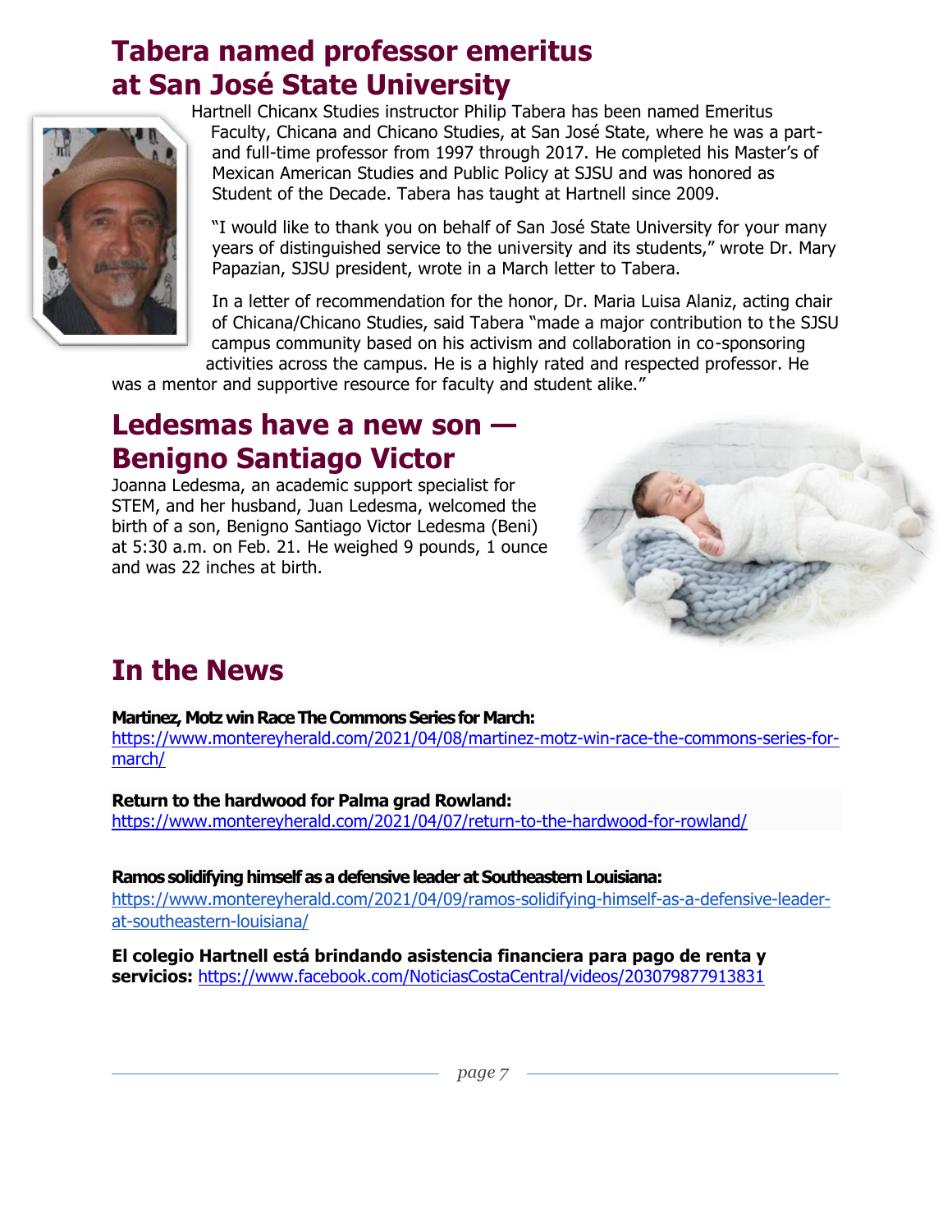## Tabera named professor emeritus at San José State University

Hartnell Chicanx Studies instructor Philip Tabera has been named Emeritus Faculty, Chicana and Chicano Studies, at San José State, where he was a part- and full-time professor from 1997 through 2017. He completed his Master's of Mexican American Studies and Public Policy at SJSU and was honored as Student of the Decade. Tabera has taught at Hartnell since 2009.

"I would like to thank you on behalf of San José State University for your many years of distinguished service to the university and its students," wrote Dr. Mary Papazian, SJSU president, wrote in a March letter to Tabera.

In a letter of recommendation for the honor, Dr. Maria Luisa Alaniz, acting chair of Chicana/Chicano Studies, said Tabera "made a major contribution to the SJSU campus community based on his activism and collaboration in co-sponsoring activities across the campus. He is a highly rated and respected professor. He was a mentor and supportive resource for faculty and student alike."

## Ledesmas have a new son — Benigno Santiago Victor

Joanna Ledesma, an academic support specialist for STEM, and her husband, Juan Ledesma, welcomed the birth of a son, Benigno Santiago Victor Ledesma (Beni) at 5:30 a.m. on Feb. 21. He weighed 9 pounds, 1 ounce and was 22 inches at birth.

## In the News

**Martinez, Motz win Race The Commons Series for March:**
https://www.montereyherald.com/2021/04/08/martinez-motz-win-race-the-commons-series-for-march/

**Return to the hardwood for Palma grad Rowland:**
https://www.montereyherald.com/2021/04/07/return-to-the-hardwood-for-rowland/

**Ramos solidifying himself as a defensive leader at Southeastern Louisiana:**
https://www.montereyherald.com/2021/04/09/ramos-solidifying-himself-as-a-defensive-leader-at-southeastern-louisiana/

**El colegio Hartnell está brindando asistencia financiera para pago de renta y servicios:** https://www.facebook.com/NoticiasCostaCentral/videos/203079877913831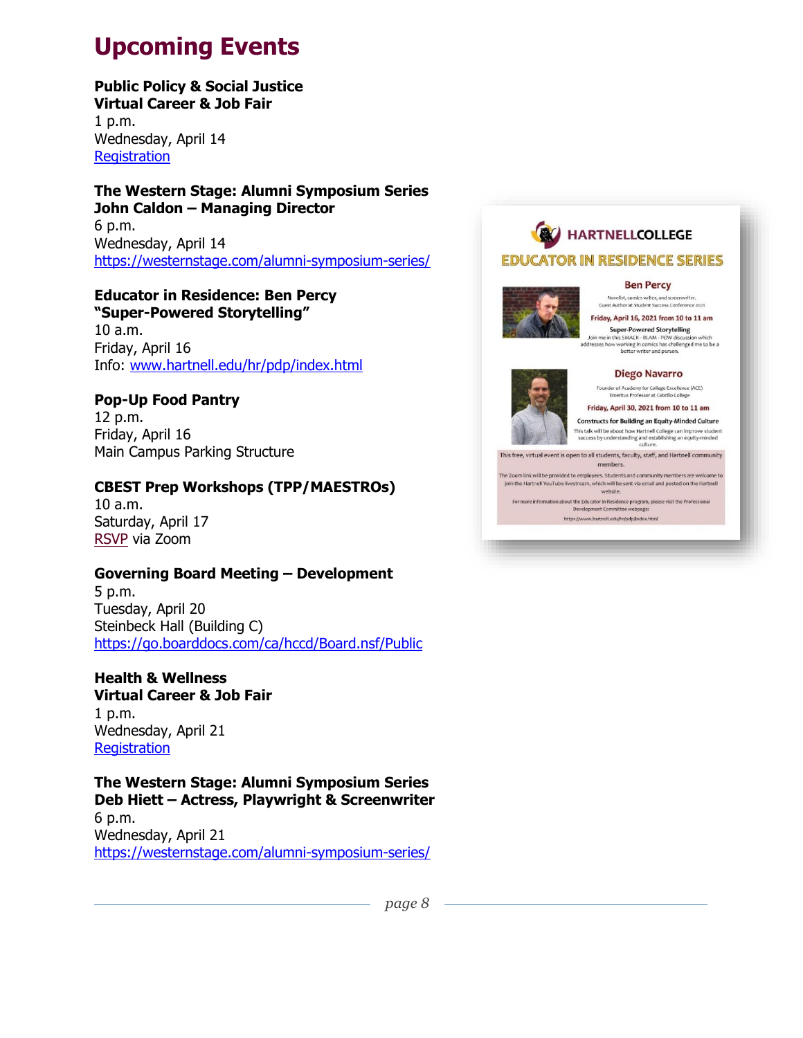# Upcoming Events

**Public Policy & Social Justice**
**Virtual Career & Job Fair**
1 p.m.
Wednesday, April 14
[Registration]

**The Western Stage: Alumni Symposium Series**
**John Caldon – Managing Director**
6 p.m.
Wednesday, April 14
https://westernstage.com/alumni-symposium-series/

**Educator in Residence: Ben Percy**
**"Super-Powered Storytelling"**
10 a.m.
Friday, April 16
Info: www.hartnell.edu/hr/pdp/index.html

**Pop-Up Food Pantry**
12 p.m.
Friday, April 16
Main Campus Parking Structure

**CBEST Prep Workshops (TPP/MAESTROs)**
10 a.m.
Saturday, April 17
RSVP via Zoom

**Governing Board Meeting – Development**
5 p.m.
Tuesday, April 20
Steinbeck Hall (Building C)
https://go.boarddocs.com/ca/hccd/Board.nsf/Public

**Health & Wellness**
**Virtual Career & Job Fair**
1 p.m.
Wednesday, April 21
[Registration]

**The Western Stage: Alumni Symposium Series**
**Deb Hiett – Actress, Playwright & Screenwriter**
6 p.m.
Wednesday, April 21
https://westernstage.com/alumni-symposium-series/

**HARTNELLCOLLEGE**

**EDUCATOR IN RESIDENCE SERIES**

**Ben Percy**
Novelist, comics writer, and screenwriter.
Guest Author at Student Success Conference 2021
**Friday, April 16, 2021 from 10 to 11 am**
**Super-Powered Storytelling**
Join me in this SMACK - BLAM - POW discussion which addresses how working in comics has challenged me to be a better writer and person.

**Diego Navarro**
Founder of Academy for College Excellence (ACE)
Emeritus Professor at Cabrillo College
**Friday, April 30, 2021 from 10 to 11 am**
**Constructs for Building an Equity-Minded Culture**
This talk will be about how Hartnell College can improve student success by understanding and establishing an equity-minded culture.

This free, virtual event is open to all students, faculty, staff, and Hartnell community members.

The Zoom link will be provided to employees. Students and community members are welcome to join the Hartnell YouTube livestream, which will be sent via email and posted on the Hartnell website.

For more information about the Educator in Residence program, please visit the Professional Development Committee webpage:
https://www.hartnell.edu/hr/pdp/index.html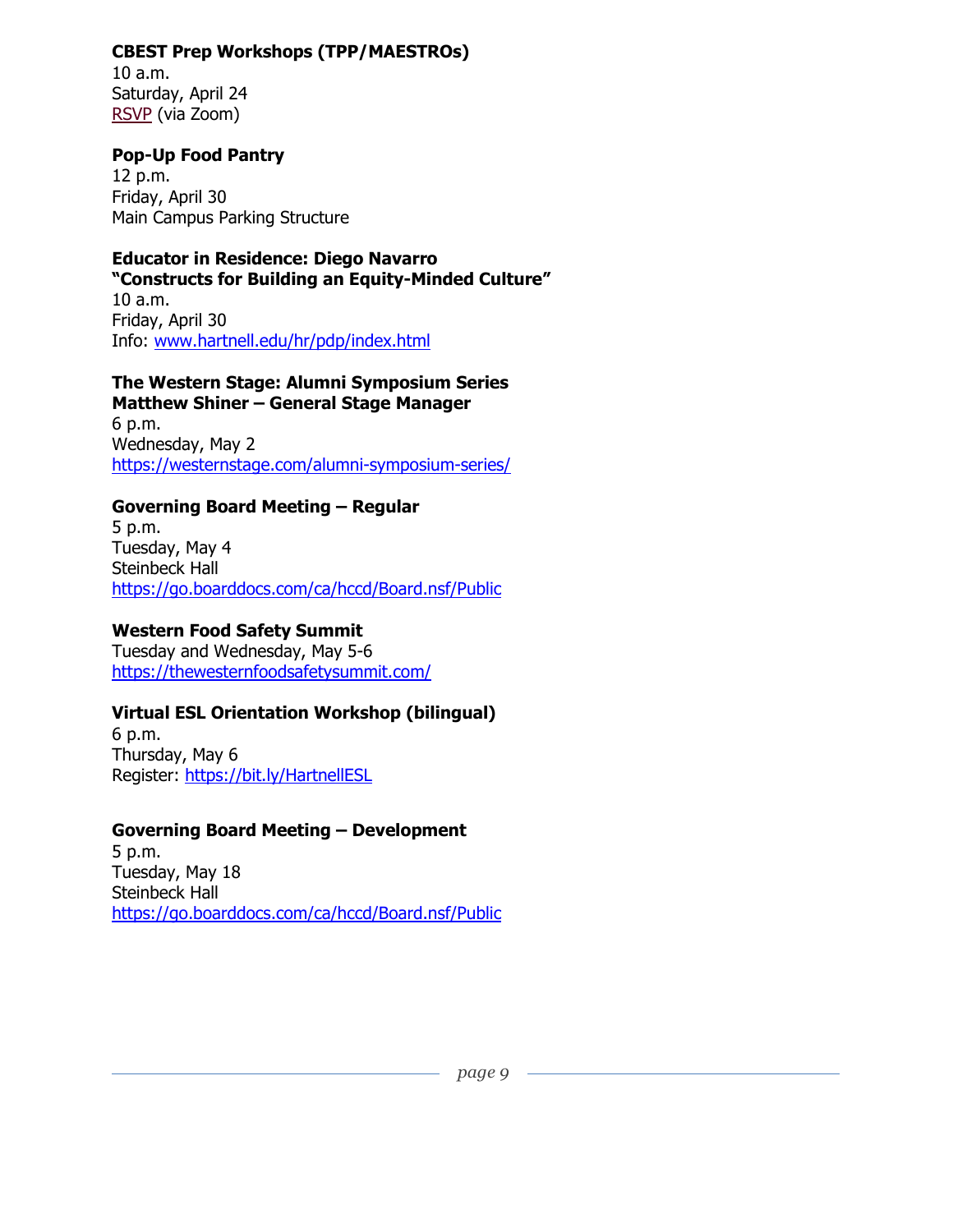**CBEST Prep Workshops (TPP/MAESTROs)**
10 a.m.
Saturday, April 24
RSVP (via Zoom)

**Pop-Up Food Pantry**
12 p.m.
Friday, April 30
Main Campus Parking Structure

**Educator in Residence: Diego Navarro**
**"Constructs for Building an Equity-Minded Culture"**
10 a.m.
Friday, April 30
Info: www.hartnell.edu/hr/pdp/index.html

**The Western Stage: Alumni Symposium Series**
**Matthew Shiner – General Stage Manager**
6 p.m.
Wednesday, May 2
https://westernstage.com/alumni-symposium-series/

**Governing Board Meeting – Regular**
5 p.m.
Tuesday, May 4
Steinbeck Hall
https://go.boarddocs.com/ca/hccd/Board.nsf/Public

**Western Food Safety Summit**
Tuesday and Wednesday, May 5-6
https://thewesternfoodsafetysummit.com/

**Virtual ESL Orientation Workshop (bilingual)**
6 p.m.
Thursday, May 6
Register: https://bit.ly/HartnellESL

**Governing Board Meeting – Development**
5 p.m.
Tuesday, May 18
Steinbeck Hall
https://go.boarddocs.com/ca/hccd/Board.nsf/Public